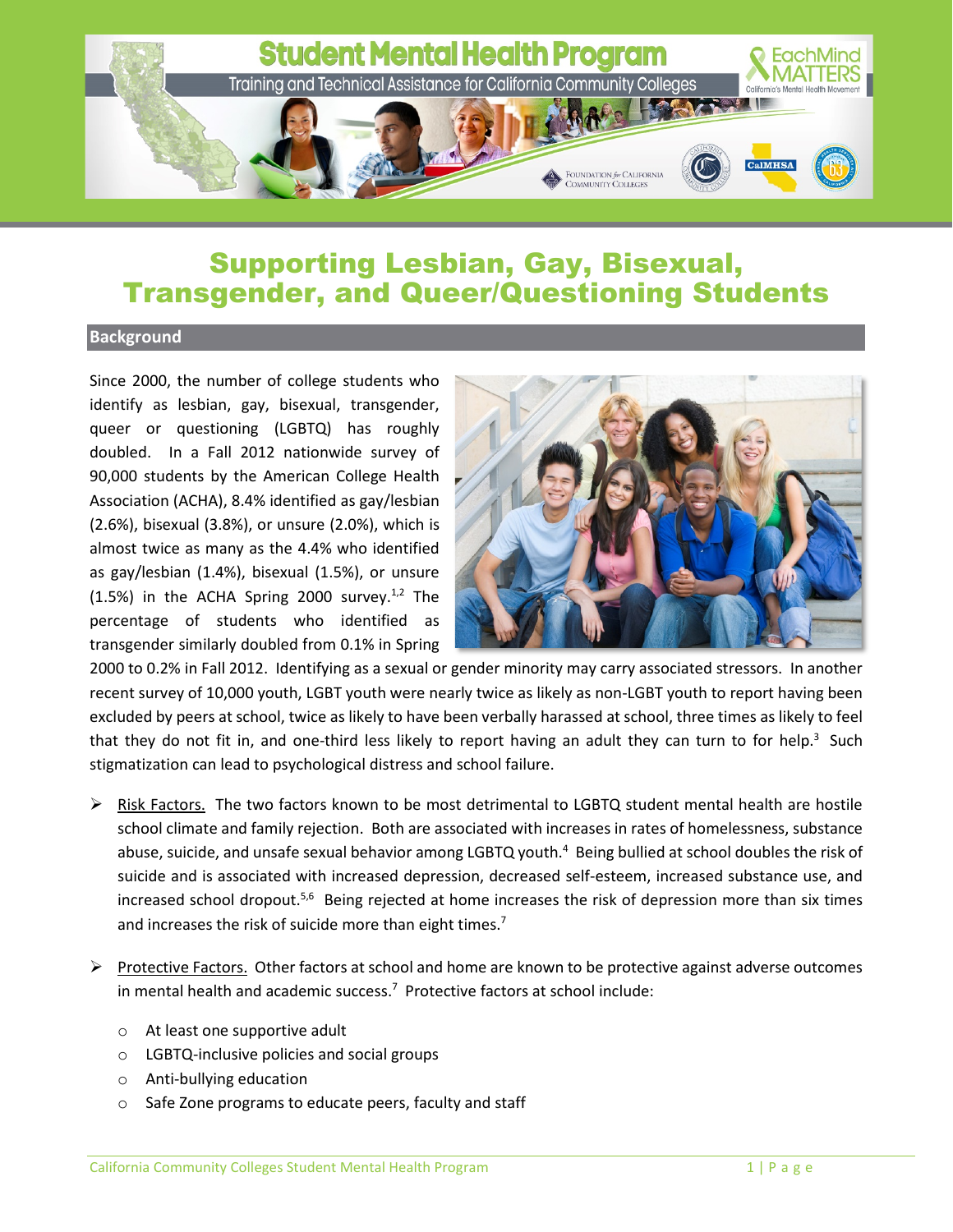# Student Mental Health Program

Training and Technical Assistance for California Community Colleges

## Supporting Lesbian, Gay, Bisexual, Transgender, and Queer/Questioning Students

### Background

Since 2000, the number of college students who identify as lesbian, gay, bisexual, transgender, queer or questioning (LGBTQ) has roughly doubled. In a Fall 2012 nationwide survey of 90,000 students by the American College Health Association (ACHA), 8.4% identified as gay/lesbian (2.6%), bisexual (3.8%), or unsure (2.0%), which is almost twice as many as the 4.4% who identified as gay/lesbian (1.4%), bisexual (1.5%), or unsure (1.5%) in the ACHA Spring 2000 survey.[1,2] The percentage of students who identified as transgender similarly doubled from 0.1% in Spring 2000 to 0.2% in Fall 2012. Identifying as a sexual or gender minority may carry associated stressors. In another recent survey of 10,000 youth, LGBT youth were nearly twice as likely as non-LGBT youth to report having been excluded by peers at school, twice as likely to have been verbally harassed at school, three times as likely to feel that they do not fit in, and one-third less likely to report having an adult they can turn to for help.[3] Such stigmatization can lead to psychological distress and school failure.

- Risk Factors. The two factors known to be most detrimental to LGBTQ student mental health are hostile school climate and family rejection. Both are associated with increases in rates of homelessness, substance abuse, suicide, and unsafe sexual behavior among LGBTQ youth.[4] Being bullied at school doubles the risk of suicide and is associated with increased depression, decreased self-esteem, increased substance use, and increased school dropout.[5,6] Being rejected at home increases the risk of depression more than six times and increases the risk of suicide more than eight times.[7]

- Protective Factors. Other factors at school and home are known to be protective against adverse outcomes in mental health and academic success.[7] Protective factors at school include:

  - At least one supportive adult
  - LGBTQ-inclusive policies and social groups
  - Anti-bullying education
  - Safe Zone programs to educate peers, faculty and staff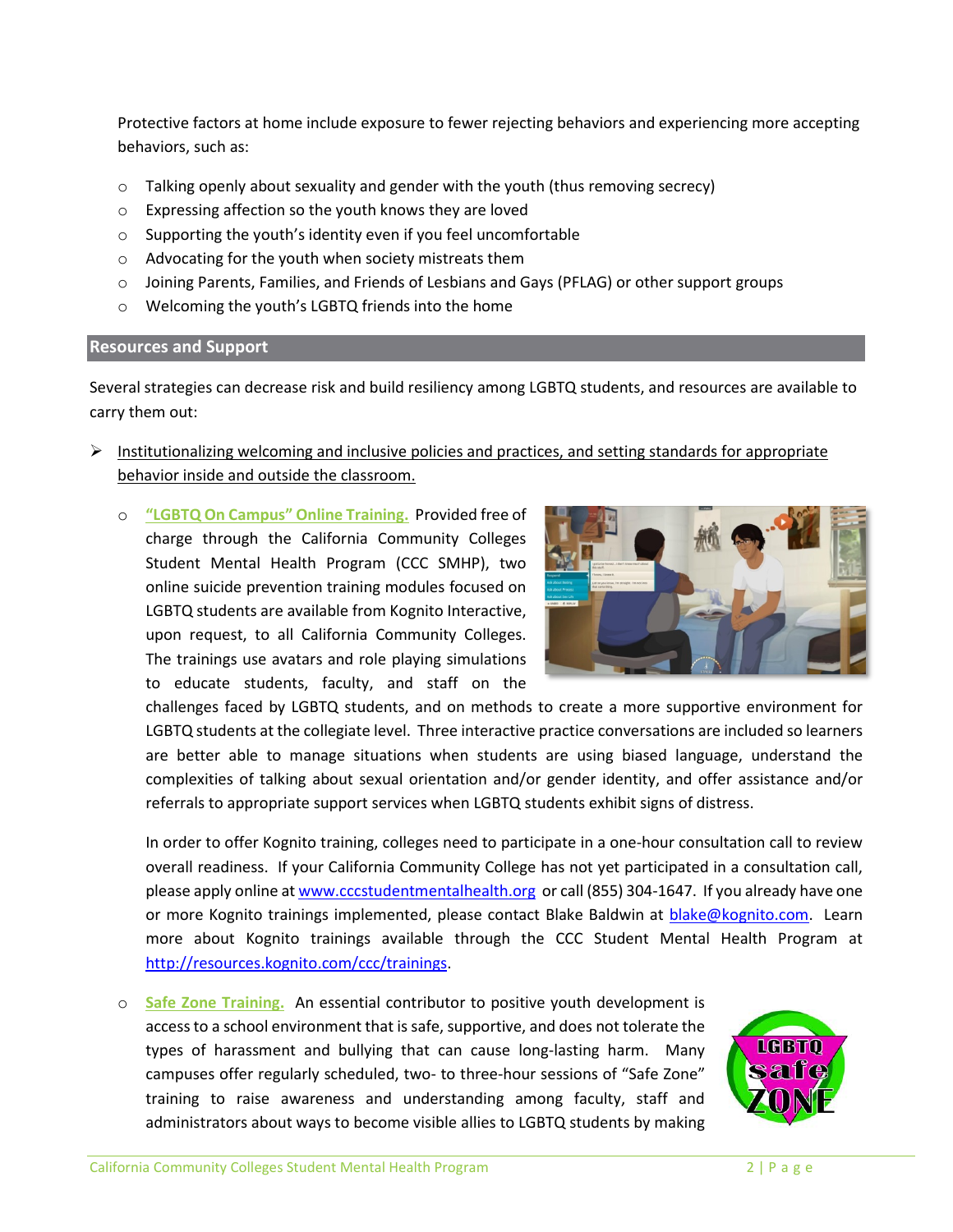Protective factors at home include exposure to fewer rejecting behaviors and experiencing more accepting behaviors, such as:

- Talking openly about sexuality and gender with the youth (thus removing secrecy)
- Expressing affection so the youth knows they are loved
- Supporting the youth's identity even if you feel uncomfortable
- Advocating for the youth when society mistreats them
- Joining Parents, Families, and Friends of Lesbians and Gays (PFLAG) or other support groups
- Welcoming the youth's LGBTQ friends into the home

## Resources and Support

Several strategies can decrease risk and build resiliency among LGBTQ students, and resources are available to carry them out:

- Institutionalizing welcoming and inclusive policies and practices, and setting standards for appropriate behavior inside and outside the classroom.

  - **"LGBTQ On Campus" Online Training.** Provided free of charge through the California Community Colleges Student Mental Health Program (CCC SMHP), two online suicide prevention training modules focused on LGBTQ students are available from Kognito Interactive, upon request, to all California Community Colleges. The trainings use avatars and role playing simulations to educate students, faculty, and staff on the challenges faced by LGBTQ students, and on methods to create a more supportive environment for LGBTQ students at the collegiate level. Three interactive practice conversations are included so learners are better able to manage situations when students are using biased language, understand the complexities of talking about sexual orientation and/or gender identity, and offer assistance and/or referrals to appropriate support services when LGBTQ students exhibit signs of distress.

    In order to offer Kognito training, colleges need to participate in a one-hour consultation call to review overall readiness. If your California Community College has not yet participated in a consultation call, please apply online at www.cccstudentmentalhealth.org or call (855) 304-1647. If you already have one or more Kognito trainings implemented, please contact Blake Baldwin at blake@kognito.com. Learn more about Kognito trainings available through the CCC Student Mental Health Program at http://resources.kognito.com/ccc/trainings.

  - **Safe Zone Training.** An essential contributor to positive youth development is access to a school environment that is safe, supportive, and does not tolerate the types of harassment and bullying that can cause long-lasting harm. Many campuses offer regularly scheduled, two- to three-hour sessions of "Safe Zone" training to raise awareness and understanding among faculty, staff and administrators about ways to become visible allies to LGBTQ students by making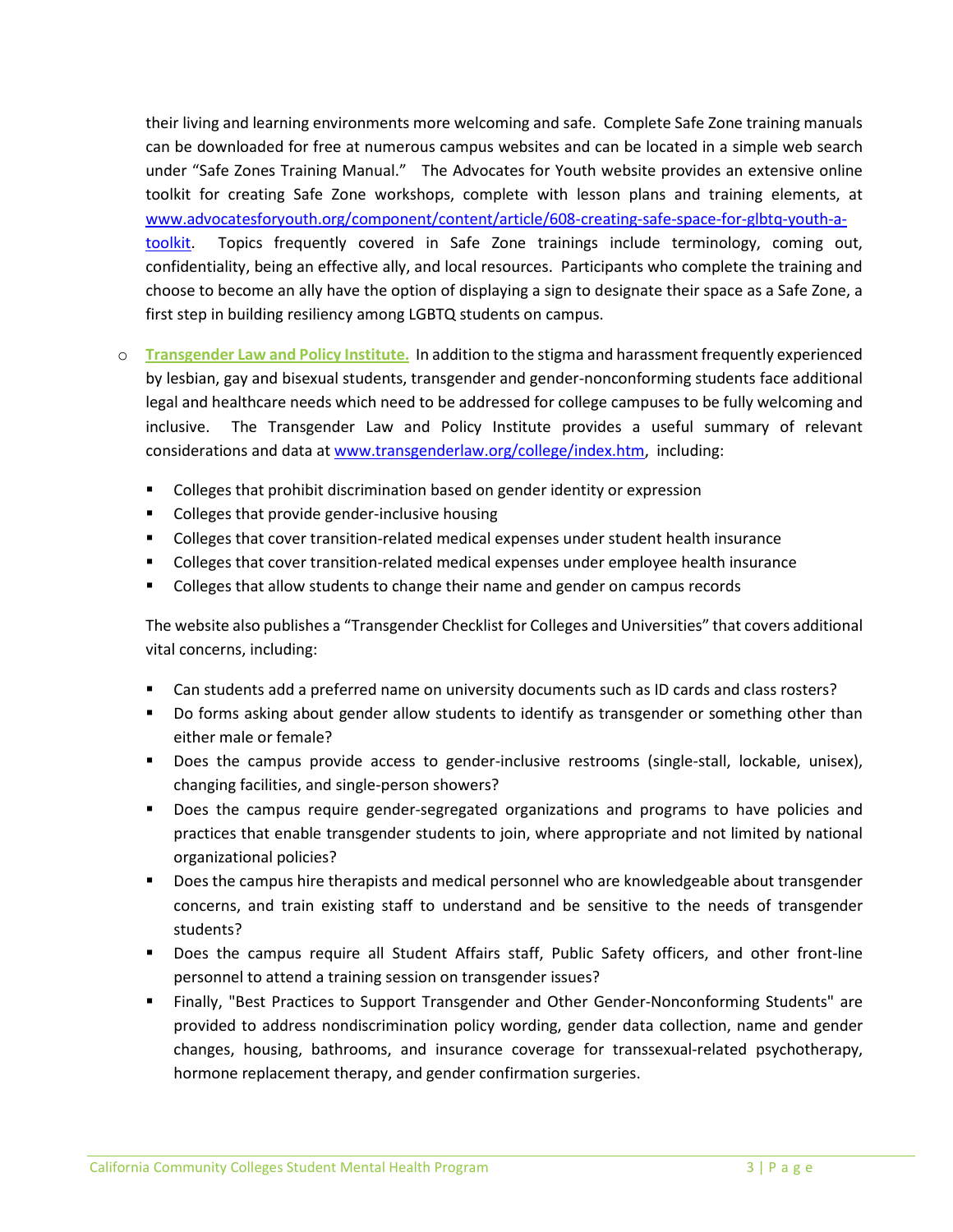their living and learning environments more welcoming and safe. Complete Safe Zone training manuals can be downloaded for free at numerous campus websites and can be located in a simple web search under "Safe Zones Training Manual." The Advocates for Youth website provides an extensive online toolkit for creating Safe Zone workshops, complete with lesson plans and training elements, at [www.advocatesforyouth.org/component/content/article/608-creating-safe-space-for-glbtq-youth-a-toolkit](www.advocatesforyouth.org/component/content/article/608-creating-safe-space-for-glbtq-youth-a-toolkit). Topics frequently covered in Safe Zone trainings include terminology, coming out, confidentiality, being an effective ally, and local resources. Participants who complete the training and choose to become an ally have the option of displaying a sign to designate their space as a Safe Zone, a first step in building resiliency among LGBTQ students on campus.

- **Transgender Law and Policy Institute.** In addition to the stigma and harassment frequently experienced by lesbian, gay and bisexual students, transgender and gender-nonconforming students face additional legal and healthcare needs which need to be addressed for college campuses to be fully welcoming and inclusive. The Transgender Law and Policy Institute provides a useful summary of relevant considerations and data at [www.transgenderlaw.org/college/index.htm](www.transgenderlaw.org/college/index.htm), including:

  - Colleges that prohibit discrimination based on gender identity or expression
  - Colleges that provide gender-inclusive housing
  - Colleges that cover transition-related medical expenses under student health insurance
  - Colleges that cover transition-related medical expenses under employee health insurance
  - Colleges that allow students to change their name and gender on campus records

  The website also publishes a "Transgender Checklist for Colleges and Universities" that covers additional vital concerns, including:

  - Can students add a preferred name on university documents such as ID cards and class rosters?
  - Do forms asking about gender allow students to identify as transgender or something other than either male or female?
  - Does the campus provide access to gender-inclusive restrooms (single-stall, lockable, unisex), changing facilities, and single-person showers?
  - Does the campus require gender-segregated organizations and programs to have policies and practices that enable transgender students to join, where appropriate and not limited by national organizational policies?
  - Does the campus hire therapists and medical personnel who are knowledgeable about transgender concerns, and train existing staff to understand and be sensitive to the needs of transgender students?
  - Does the campus require all Student Affairs staff, Public Safety officers, and other front-line personnel to attend a training session on transgender issues?
  - Finally, "Best Practices to Support Transgender and Other Gender-Nonconforming Students" are provided to address nondiscrimination policy wording, gender data collection, name and gender changes, housing, bathrooms, and insurance coverage for transsexual-related psychotherapy, hormone replacement therapy, and gender confirmation surgeries.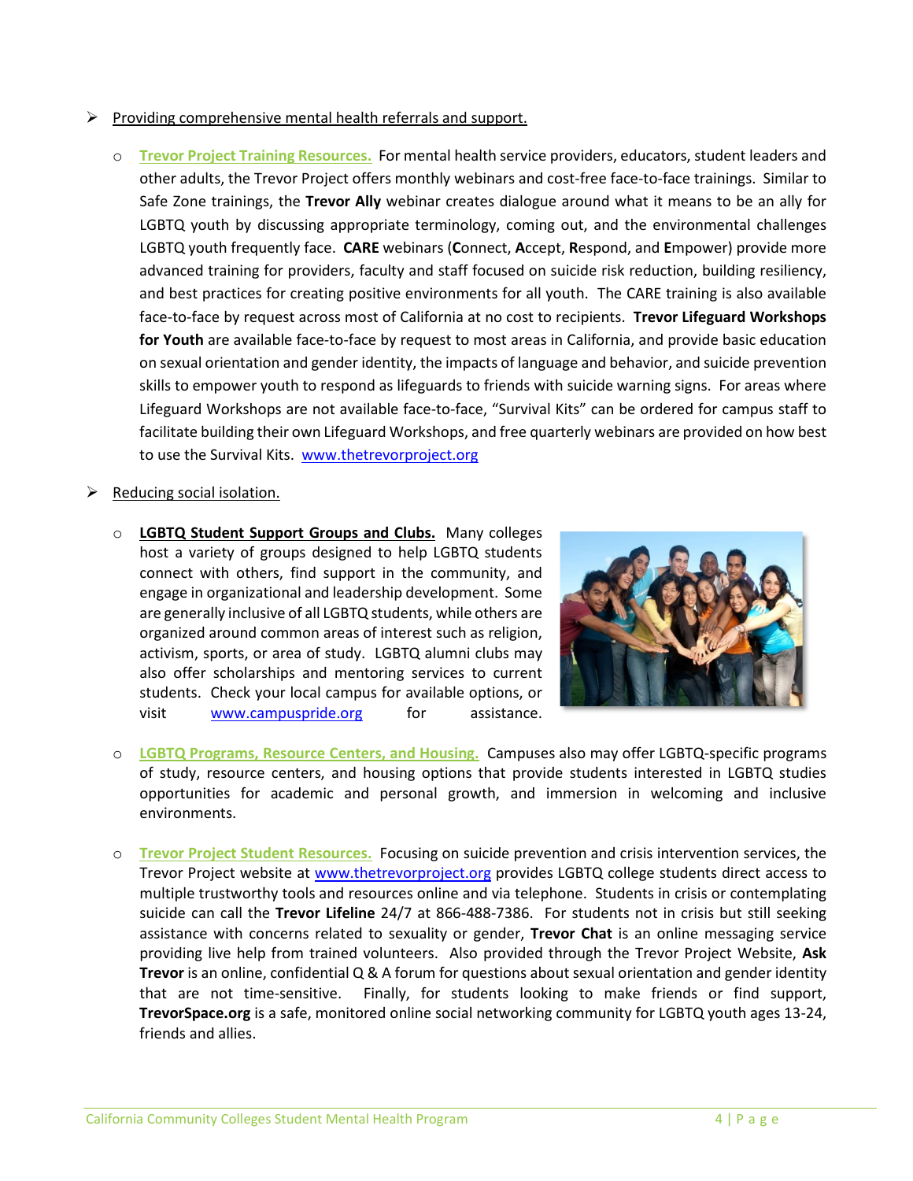- Providing comprehensive mental health referrals and support.

  - **Trevor Project Training Resources.** For mental health service providers, educators, student leaders and other adults, the Trevor Project offers monthly webinars and cost-free face-to-face trainings. Similar to Safe Zone trainings, the **Trevor Ally** webinar creates dialogue around what it means to be an ally for LGBTQ youth by discussing appropriate terminology, coming out, and the environmental challenges LGBTQ youth frequently face. **CARE** webinars (**C**onnect, **A**ccept, **R**espond, and **E**mpower) provide more advanced training for providers, faculty and staff focused on suicide risk reduction, building resiliency, and best practices for creating positive environments for all youth. The CARE training is also available face-to-face by request across most of California at no cost to recipients. **Trevor Lifeguard Workshops for Youth** are available face-to-face by request to most areas in California, and provide basic education on sexual orientation and gender identity, the impacts of language and behavior, and suicide prevention skills to empower youth to respond as lifeguards to friends with suicide warning signs. For areas where Lifeguard Workshops are not available face-to-face, "Survival Kits" can be ordered for campus staff to facilitate building their own Lifeguard Workshops, and free quarterly webinars are provided on how best to use the Survival Kits. www.thetrevorproject.org

- Reducing social isolation.

  - **LGBTQ Student Support Groups and Clubs.** Many colleges host a variety of groups designed to help LGBTQ students connect with others, find support in the community, and engage in organizational and leadership development. Some are generally inclusive of all LGBTQ students, while others are organized around common areas of interest such as religion, activism, sports, or area of study. LGBTQ alumni clubs may also offer scholarships and mentoring services to current students. Check your local campus for available options, or visit www.campuspride.org for assistance.

  - **LGBTQ Programs, Resource Centers, and Housing.** Campuses also may offer LGBTQ-specific programs of study, resource centers, and housing options that provide students interested in LGBTQ studies opportunities for academic and personal growth, and immersion in welcoming and inclusive environments.

  - **Trevor Project Student Resources.** Focusing on suicide prevention and crisis intervention services, the Trevor Project website at www.thetrevorproject.org provides LGBTQ college students direct access to multiple trustworthy tools and resources online and via telephone. Students in crisis or contemplating suicide can call the **Trevor Lifeline** 24/7 at 866-488-7386. For students not in crisis but still seeking assistance with concerns related to sexuality or gender, **Trevor Chat** is an online messaging service providing live help from trained volunteers. Also provided through the Trevor Project Website, **Ask Trevor** is an online, confidential Q & A forum for questions about sexual orientation and gender identity that are not time-sensitive. Finally, for students looking to make friends or find support, **TrevorSpace.org** is a safe, monitored online social networking community for LGBTQ youth ages 13-24, friends and allies.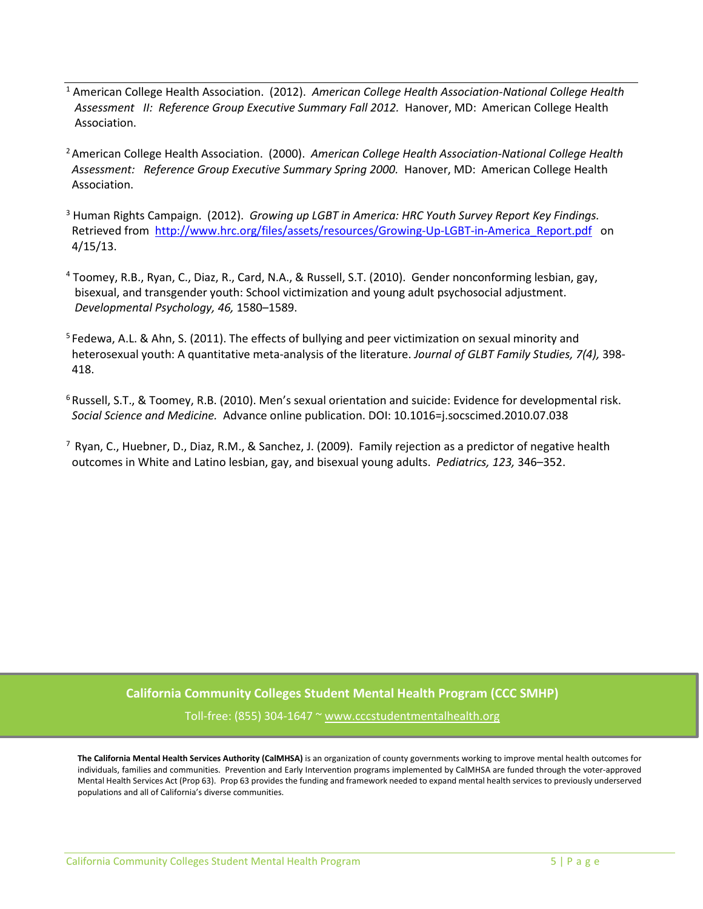[1] American College Health Association. (2012). *American College Health Association-National College Health Assessment II: Reference Group Executive Summary Fall 2012.* Hanover, MD: American College Health Association.

[2] American College Health Association. (2000). *American College Health Association-National College Health Assessment: Reference Group Executive Summary Spring 2000.* Hanover, MD: American College Health Association.

[3] Human Rights Campaign. (2012). *Growing up LGBT in America: HRC Youth Survey Report Key Findings.* Retrieved from http://www.hrc.org/files/assets/resources/Growing-Up-LGBT-in-America_Report.pdf on 4/15/13.

[4] Toomey, R.B., Ryan, C., Diaz, R., Card, N.A., & Russell, S.T. (2010). Gender nonconforming lesbian, gay, bisexual, and transgender youth: School victimization and young adult psychosocial adjustment. *Developmental Psychology, 46,* 1580–1589.

[5] Fedewa, A.L. & Ahn, S. (2011). The effects of bullying and peer victimization on sexual minority and heterosexual youth: A quantitative meta-analysis of the literature. *Journal of GLBT Family Studies, 7(4),* 398-418.

[6] Russell, S.T., & Toomey, R.B. (2010). Men's sexual orientation and suicide: Evidence for developmental risk. *Social Science and Medicine.* Advance online publication. DOI: 10.1016=j.socscimed.2010.07.038

[7] Ryan, C., Huebner, D., Diaz, R.M., & Sanchez, J. (2009). Family rejection as a predictor of negative health outcomes in White and Latino lesbian, gay, and bisexual young adults. *Pediatrics, 123,* 346–352.

**California Community Colleges Student Mental Health Program (CCC SMHP)**

Toll-free: (855) 304-1647 ~ www.cccstudentmentalhealth.org

**The California Mental Health Services Authority (CalMHSA)** is an organization of county governments working to improve mental health outcomes for individuals, families and communities. Prevention and Early Intervention programs implemented by CalMHSA are funded through the voter-approved Mental Health Services Act (Prop 63). Prop 63 provides the funding and framework needed to expand mental health services to previously underserved populations and all of California's diverse communities.